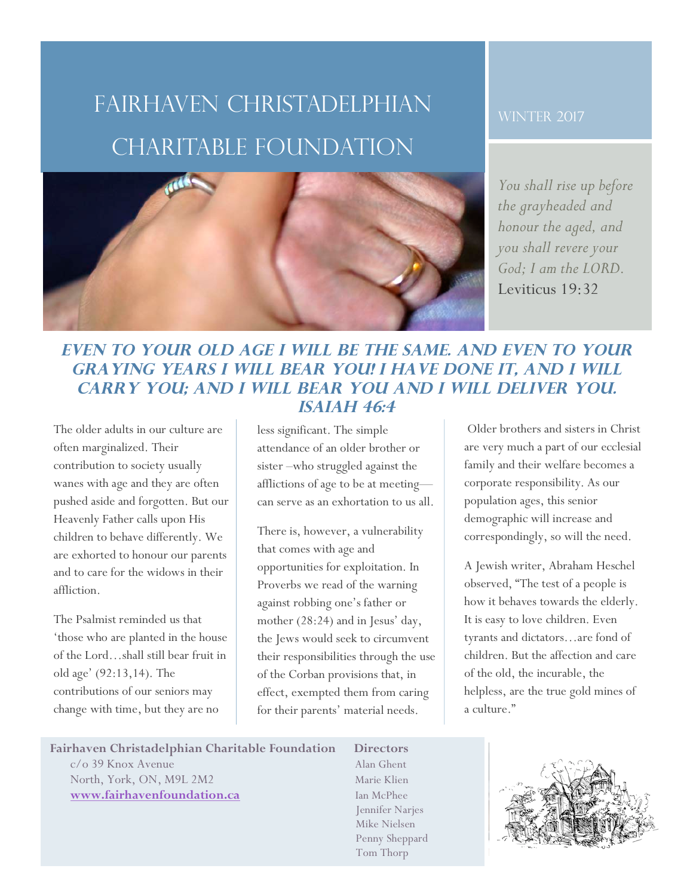# Fairhaven Christadelphian Charitable Foundation

Winter 2017

*You shall rise up before the grayheaded and honour the aged, and you shall revere your God; I am the LORD.*
Leviticus 19:32

## *Even to your old age I will be the same. And even to your graying years I will bear you! I have done it, and I will carry you; and I will bear you and I will deliver you. Isaiah 46:4*

The older adults in our culture are often marginalized. Their contribution to society usually wanes with age and they are often pushed aside and forgotten. But our Heavenly Father calls upon His children to behave differently. We are exhorted to honour our parents and to care for the widows in their affliction.

The Psalmist reminded us that 'those who are planted in the house of the Lord…shall still bear fruit in old age' (92:13,14). The contributions of our seniors may change with time, but they are no less significant. The simple attendance of an older brother or sister –who struggled against the afflictions of age to be at meeting—can serve as an exhortation to us all.

There is, however, a vulnerability that comes with age and opportunities for exploitation. In Proverbs we read of the warning against robbing one's father or mother (28:24) and in Jesus' day, the Jews would seek to circumvent their responsibilities through the use of the Corban provisions that, in effect, exempted them from caring for their parents' material needs.

Older brothers and sisters in Christ are very much a part of our ecclesial family and their welfare becomes a corporate responsibility. As our population ages, this senior demographic will increase and correspondingly, so will the need.

A Jewish writer, Abraham Heschel observed, "The test of a people is how it behaves towards the elderly. It is easy to love children. Even tyrants and dictators…are fond of children. But the affection and care of the old, the incurable, the helpless, are the true gold mines of a culture."

**Fairhaven Christadelphian Charitable Foundation**
c/o 39 Knox Avenue
North, York, ON, M9L 2M2
**www.fairhavenfoundation.ca**

**Directors**
Alan Ghent
Marie Klien
Ian McPhee
Jennifer Narjes
Mike Nielsen
Penny Sheppard
Tom Thorp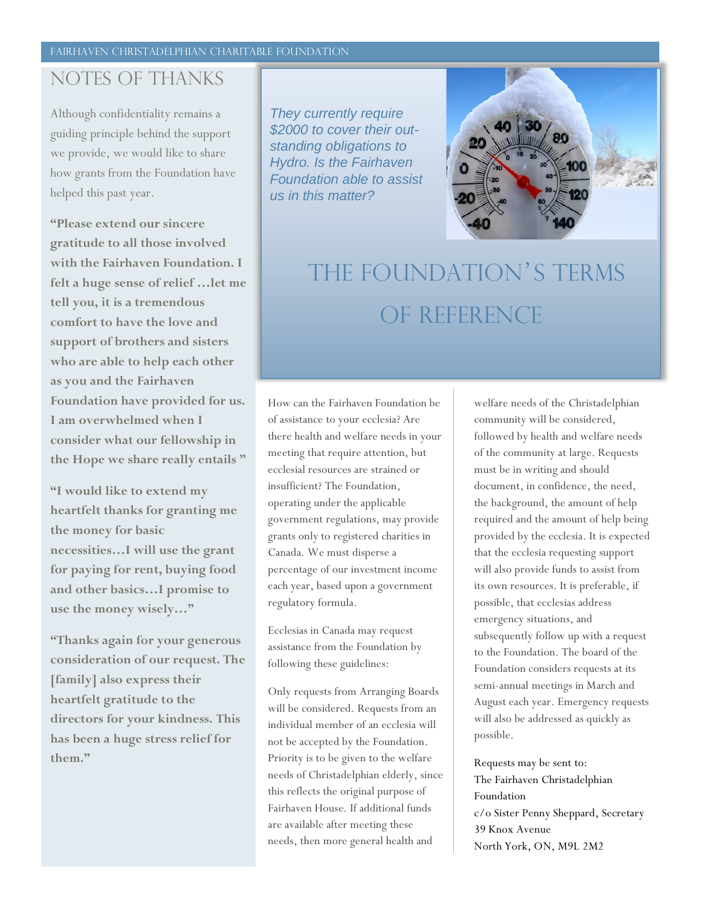## NOTES OF THANKS

Although confidentiality remains a guiding principle behind the support we provide, we would like to share how grants from the Foundation have helped this past year.

**"Please extend our sincere gratitude to all those involved with the Fairhaven Foundation. I felt a huge sense of relief …let me tell you, it is a tremendous comfort to have the love and support of brothers and sisters who are able to help each other as you and the Fairhaven Foundation have provided for us. I am overwhelmed when I consider what our fellowship in the Hope we share really entails "**

**"I would like to extend my heartfelt thanks for granting me the money for basic necessities…I will use the grant for paying for rent, buying food and other basics…I promise to use the money wisely…"**

**"Thanks again for your generous consideration of our request. The [family] also express their heartfelt gratitude to the directors for your kindness. This has been a huge stress relief for them."**

*They currently require $2000 to cover their out-standing obligations to Hydro. Is the Fairhaven Foundation able to assist us in this matter?*

# THE FOUNDATION'S TERMS OF REFERENCE

How can the Fairhaven Foundation be of assistance to your ecclesia? Are there health and welfare needs in your meeting that require attention, but ecclesial resources are strained or insufficient? The Foundation, operating under the applicable government regulations, may provide grants only to registered charities in Canada. We must disperse a percentage of our investment income each year, based upon a government regulatory formula.

Ecclesias in Canada may request assistance from the Foundation by following these guidelines:

Only requests from Arranging Boards will be considered. Requests from an individual member of an ecclesia will not be accepted by the Foundation. Priority is to be given to the welfare needs of Christadelphian elderly, since this reflects the original purpose of Fairhaven House. If additional funds are available after meeting these needs, then more general health and welfare needs of the Christadelphian community will be considered, followed by health and welfare needs of the community at large. Requests must be in writing and should document, in confidence, the need, the background, the amount of help required and the amount of help being provided by the ecclesia. It is expected that the ecclesia requesting support will also provide funds to assist from its own resources. It is preferable, if possible, that ecclesias address emergency situations, and subsequently follow up with a request to the Foundation. The board of the Foundation considers requests at its semi-annual meetings in March and August each year. Emergency requests will also be addressed as quickly as possible.

Requests may be sent to:
The Fairhaven Christadelphian Foundation
c/o Sister Penny Sheppard, Secretary
39 Knox Avenue
North York, ON, M9L 2M2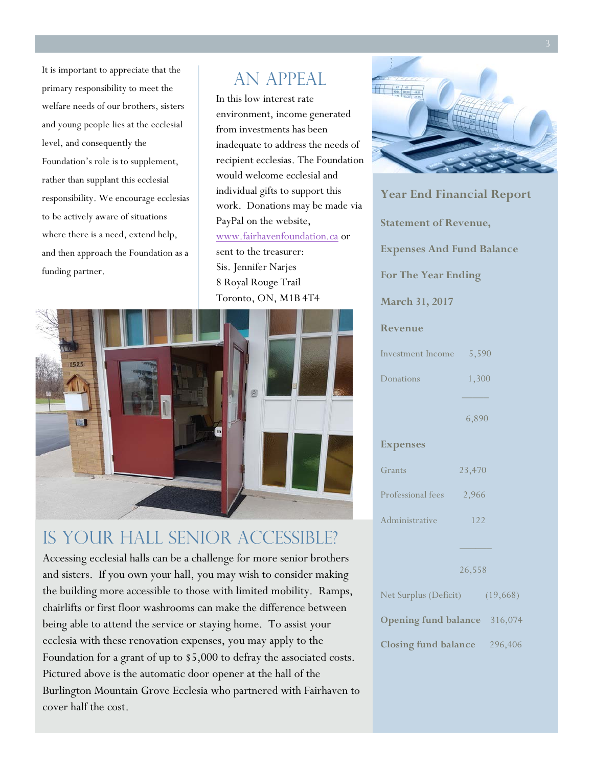It is important to appreciate that the primary responsibility to meet the welfare needs of our brothers, sisters and young people lies at the ecclesial level, and consequently the Foundation's role is to supplement, rather than supplant this ecclesial responsibility. We encourage ecclesias to be actively aware of situations where there is a need, extend help, and then approach the Foundation as a funding partner.

## AN APPEAL

In this low interest rate environment, income generated from investments has been inadequate to address the needs of recipient ecclesias. The Foundation would welcome ecclesial and individual gifts to support this work. Donations may be made via PayPal on the website, www.fairhavenfoundation.ca or sent to the treasurer:
Sis. Jennifer Narjes
8 Royal Rouge Trail
Toronto, ON, M1B 4T4

## IS YOUR HALL SENIOR ACCESSIBLE?

Accessing ecclesial halls can be a challenge for more senior brothers and sisters. If you own your hall, you may wish to consider making the building more accessible to those with limited mobility. Ramps, chairlifts or first floor washrooms can make the difference between being able to attend the service or staying home. To assist your ecclesia with these renovation expenses, you may apply to the Foundation for a grant of up to $5,000 to defray the associated costs. Pictured above is the automatic door opener at the hall of the Burlington Mountain Grove Ecclesia who partnered with Fairhaven to cover half the cost.

### Year End Financial Report

**Statement of Revenue, Expenses And Fund Balance For The Year Ending March 31, 2017**

| | |
|---|---|
| **Revenue** | |
| Investment Income | 5,590 |
| Donations | 1,300 |
| | 6,890 |
| **Expenses** | |
| Grants | 23,470 |
| Professional fees | 2,966 |
| Administrative | 122 |
| | 26,558 |
| Net Surplus (Deficit) | (19,668) |
| **Opening fund balance** | 316,074 |
| **Closing fund balance** | 296,406 |